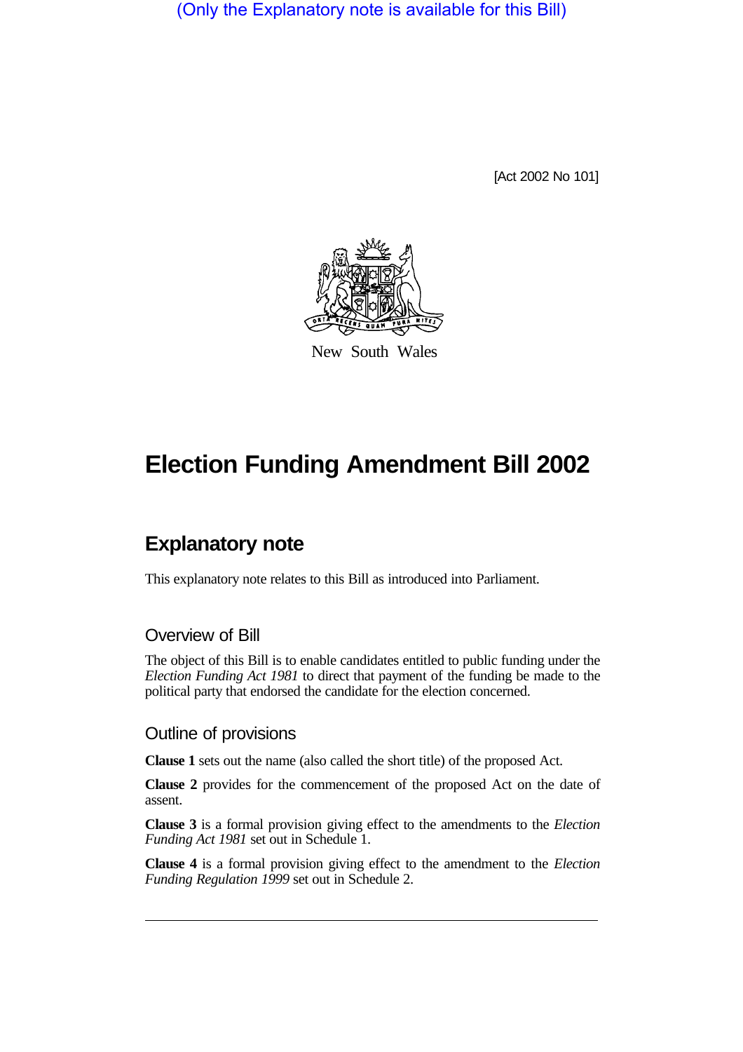(Only the Explanatory note is available for this Bill)

[Act 2002 No 101]

New South Wales

# Election Funding Amendment Bill 2002

## Explanatory note

This explanatory note relates to this Bill as introduced into Parliament.

### Overview of Bill

The object of this Bill is to enable candidates entitled to public funding under the *Election Funding Act 1981* to direct that payment of the funding be made to the political party that endorsed the candidate for the election concerned.

### Outline of provisions

**Clause 1** sets out the name (also called the short title) of the proposed Act.

**Clause 2** provides for the commencement of the proposed Act on the date of assent.

**Clause 3** is a formal provision giving effect to the amendments to the *Election Funding Act 1981* set out in Schedule 1.

**Clause 4** is a formal provision giving effect to the amendment to the *Election Funding Regulation 1999* set out in Schedule 2.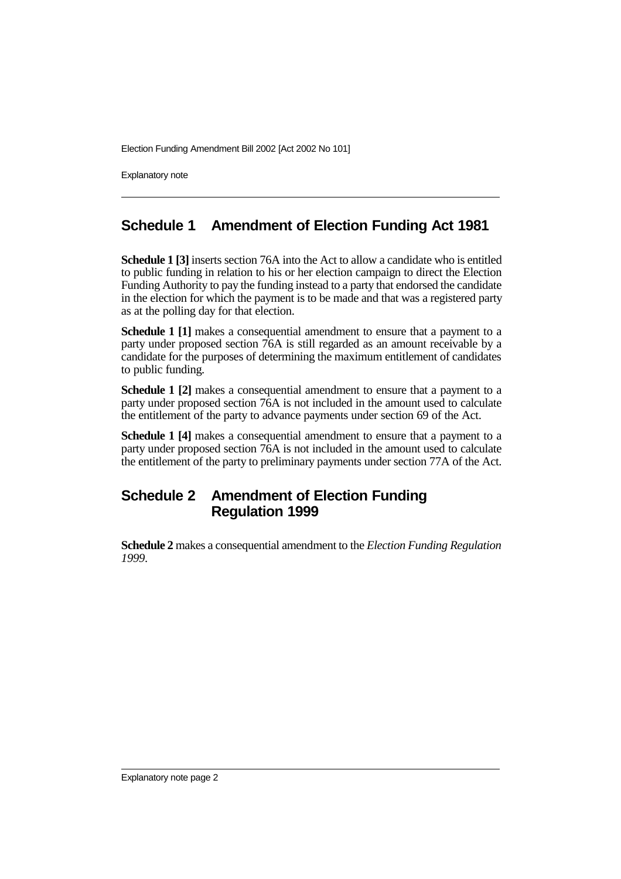## Schedule 1 Amendment of Election Funding Act 1981

**Schedule 1 [3]** inserts section 76A into the Act to allow a candidate who is entitled to public funding in relation to his or her election campaign to direct the Election Funding Authority to pay the funding instead to a party that endorsed the candidate in the election for which the payment is to be made and that was a registered party as at the polling day for that election.

**Schedule 1 [1]** makes a consequential amendment to ensure that a payment to a party under proposed section 76A is still regarded as an amount receivable by a candidate for the purposes of determining the maximum entitlement of candidates to public funding.

**Schedule 1 [2]** makes a consequential amendment to ensure that a payment to a party under proposed section 76A is not included in the amount used to calculate the entitlement of the party to advance payments under section 69 of the Act.

**Schedule 1 [4]** makes a consequential amendment to ensure that a payment to a party under proposed section 76A is not included in the amount used to calculate the entitlement of the party to preliminary payments under section 77A of the Act.

## Schedule 2 Amendment of Election Funding Regulation 1999

**Schedule 2** makes a consequential amendment to the *Election Funding Regulation 1999*.